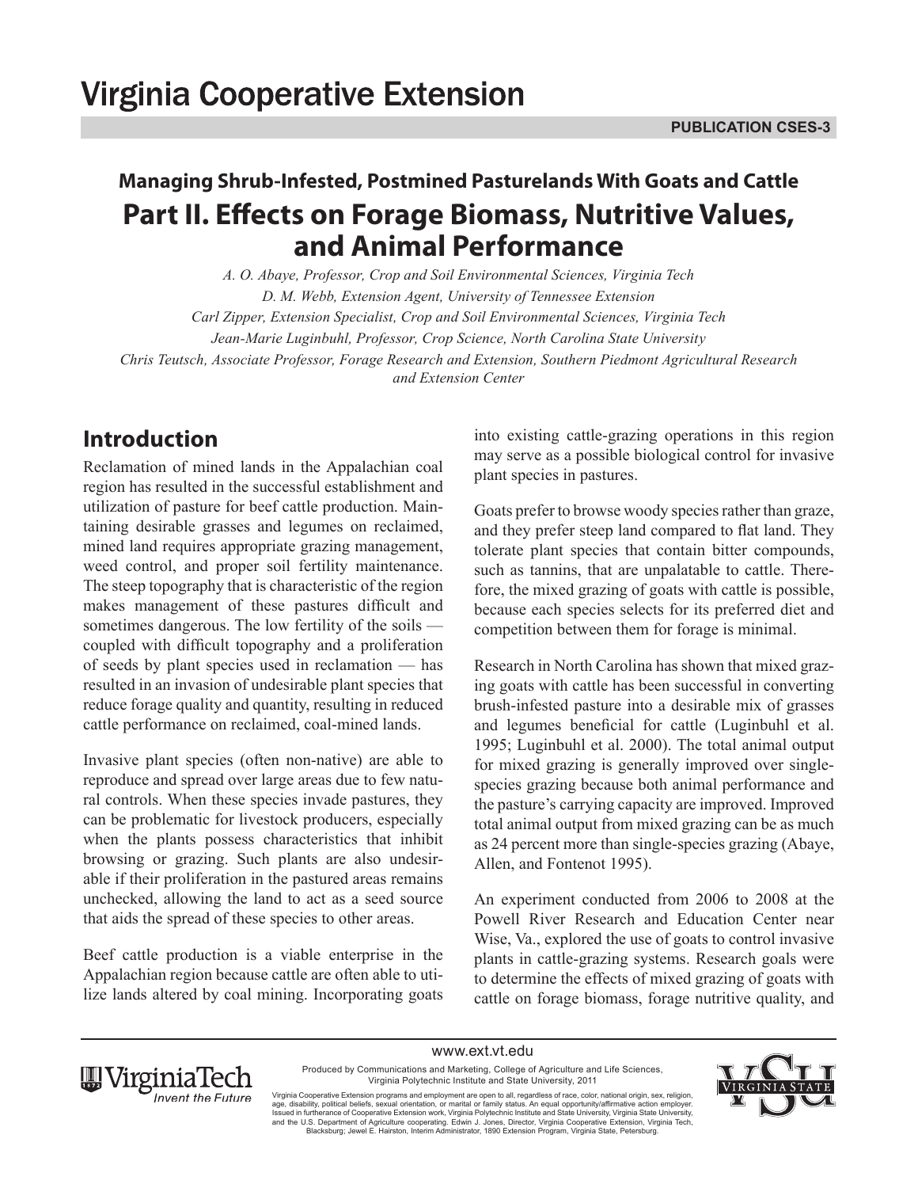# Virginia Cooperative Extension

**PUBLICATION CSES-3**

### Managing Shrub-Infested, Postmined Pasturelands With Goats and Cattle

## Part II. Effects on Forage Biomass, Nutritive Values, and Animal Performance

*A. O. Abaye, Professor, Crop and Soil Environmental Sciences, Virginia Tech*
*D. M. Webb, Extension Agent, University of Tennessee Extension*
*Carl Zipper, Extension Specialist, Crop and Soil Environmental Sciences, Virginia Tech*
*Jean-Marie Luginbuhl, Professor, Crop Science, North Carolina State University*
*Chris Teutsch, Associate Professor, Forage Research and Extension, Southern Piedmont Agricultural Research and Extension Center*

## Introduction

Reclamation of mined lands in the Appalachian coal region has resulted in the successful establishment and utilization of pasture for beef cattle production. Maintaining desirable grasses and legumes on reclaimed, mined land requires appropriate grazing management, weed control, and proper soil fertility maintenance. The steep topography that is characteristic of the region makes management of these pastures difficult and sometimes dangerous. The low fertility of the soils — coupled with difficult topography and a proliferation of seeds by plant species used in reclamation — has resulted in an invasion of undesirable plant species that reduce forage quality and quantity, resulting in reduced cattle performance on reclaimed, coal-mined lands.

Invasive plant species (often non-native) are able to reproduce and spread over large areas due to few natural controls. When these species invade pastures, they can be problematic for livestock producers, especially when the plants possess characteristics that inhibit browsing or grazing. Such plants are also undesirable if their proliferation in the pastured areas remains unchecked, allowing the land to act as a seed source that aids the spread of these species to other areas.

Beef cattle production is a viable enterprise in the Appalachian region because cattle are often able to utilize lands altered by coal mining. Incorporating goats into existing cattle-grazing operations in this region may serve as a possible biological control for invasive plant species in pastures.

Goats prefer to browse woody species rather than graze, and they prefer steep land compared to flat land. They tolerate plant species that contain bitter compounds, such as tannins, that are unpalatable to cattle. Therefore, the mixed grazing of goats with cattle is possible, because each species selects for its preferred diet and competition between them for forage is minimal.

Research in North Carolina has shown that mixed grazing goats with cattle has been successful in converting brush-infested pasture into a desirable mix of grasses and legumes beneficial for cattle (Luginbuhl et al. 1995; Luginbuhl et al. 2000). The total animal output for mixed grazing is generally improved over single-species grazing because both animal performance and the pasture's carrying capacity are improved. Improved total animal output from mixed grazing can be as much as 24 percent more than single-species grazing (Abaye, Allen, and Fontenot 1995).

An experiment conducted from 2006 to 2008 at the Powell River Research and Education Center near Wise, Va., explored the use of goats to control invasive plants in cattle-grazing systems. Research goals were to determine the effects of mixed grazing of goats with cattle on forage biomass, forage nutritive quality, and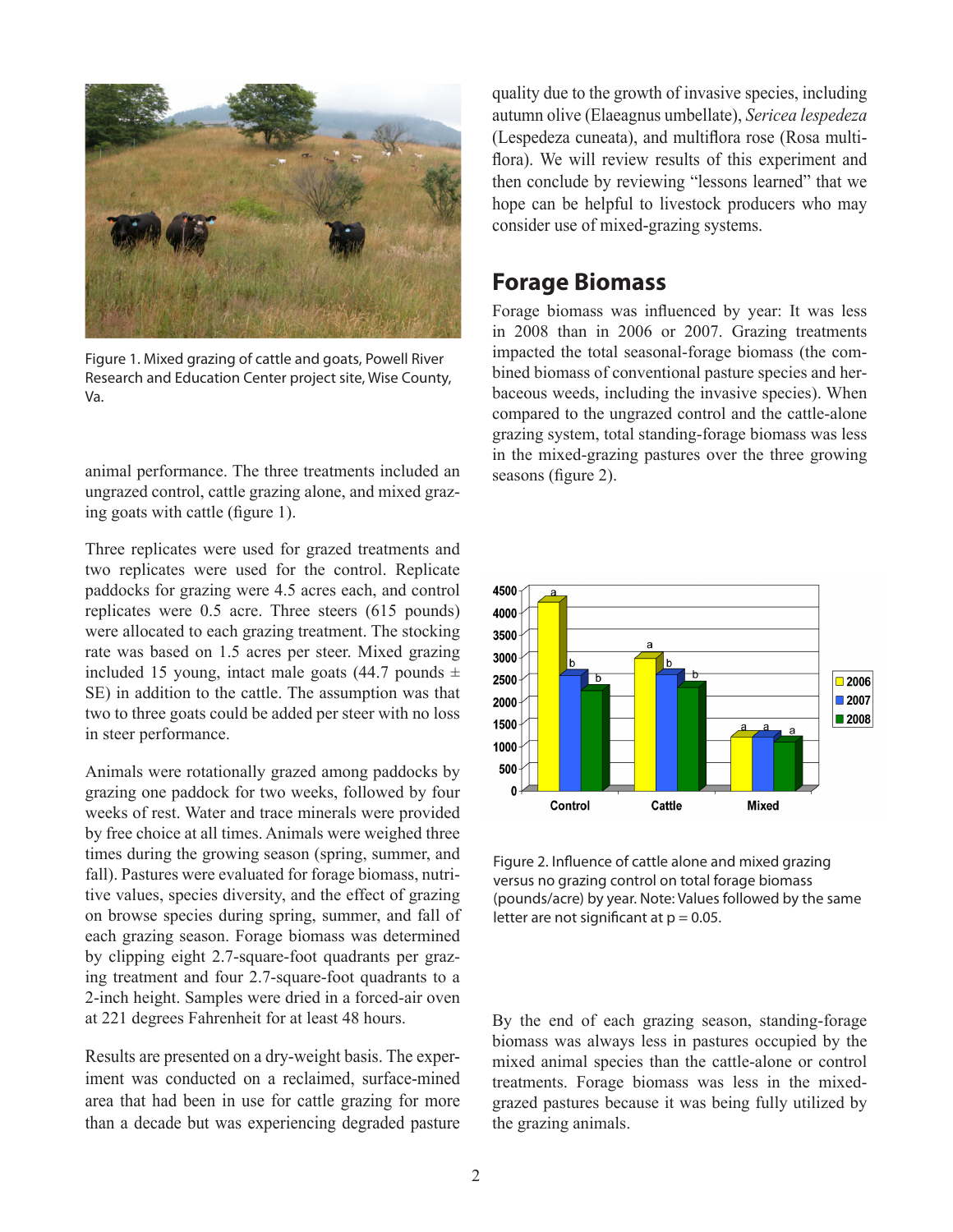Figure 1. Mixed grazing of cattle and goats, Powell River Research and Education Center project site, Wise County, Va.

animal performance. The three treatments included an ungrazed control, cattle grazing alone, and mixed grazing goats with cattle (figure 1).

Three replicates were used for grazed treatments and two replicates were used for the control. Replicate paddocks for grazing were 4.5 acres each, and control replicates were 0.5 acre. Three steers (615 pounds) were allocated to each grazing treatment. The stocking rate was based on 1.5 acres per steer. Mixed grazing included 15 young, intact male goats (44.7 pounds ± SE) in addition to the cattle. The assumption was that two to three goats could be added per steer with no loss in steer performance.

Animals were rotationally grazed among paddocks by grazing one paddock for two weeks, followed by four weeks of rest. Water and trace minerals were provided by free choice at all times. Animals were weighed three times during the growing season (spring, summer, and fall). Pastures were evaluated for forage biomass, nutritive values, species diversity, and the effect of grazing on browse species during spring, summer, and fall of each grazing season. Forage biomass was determined by clipping eight 2.7-square-foot quadrants per grazing treatment and four 2.7-square-foot quadrants to a 2-inch height. Samples were dried in a forced-air oven at 221 degrees Fahrenheit for at least 48 hours.

Results are presented on a dry-weight basis. The experiment was conducted on a reclaimed, surface-mined area that had been in use for cattle grazing for more than a decade but was experiencing degraded pasture quality due to the growth of invasive species, including autumn olive (Elaeagnus umbellate), *Sericea lespedeza* (Lespedeza cuneata), and multiflora rose (Rosa multiflora). We will review results of this experiment and then conclude by reviewing "lessons learned" that we hope can be helpful to livestock producers who may consider use of mixed-grazing systems.

## Forage Biomass

Forage biomass was influenced by year: It was less in 2008 than in 2006 or 2007. Grazing treatments impacted the total seasonal-forage biomass (the combined biomass of conventional pasture species and herbaceous weeds, including the invasive species). When compared to the ungrazed control and the cattle-alone grazing system, total standing-forage biomass was less in the mixed-grazing pastures over the three growing seasons (figure 2).

4500
4000
3500
3000
2500
2000
1500
1000
500
0

Control: a, b, b
Cattle: a, b, b
Mixed: a, a, a

2006
2007
2008

Figure 2. Influence of cattle alone and mixed grazing versus no grazing control on total forage biomass (pounds/acre) by year. Note: Values followed by the same letter are not significant at p = 0.05.

By the end of each grazing season, standing-forage biomass was always less in pastures occupied by the mixed animal species than the cattle-alone or control treatments. Forage biomass was less in the mixed-grazed pastures because it was being fully utilized by the grazing animals.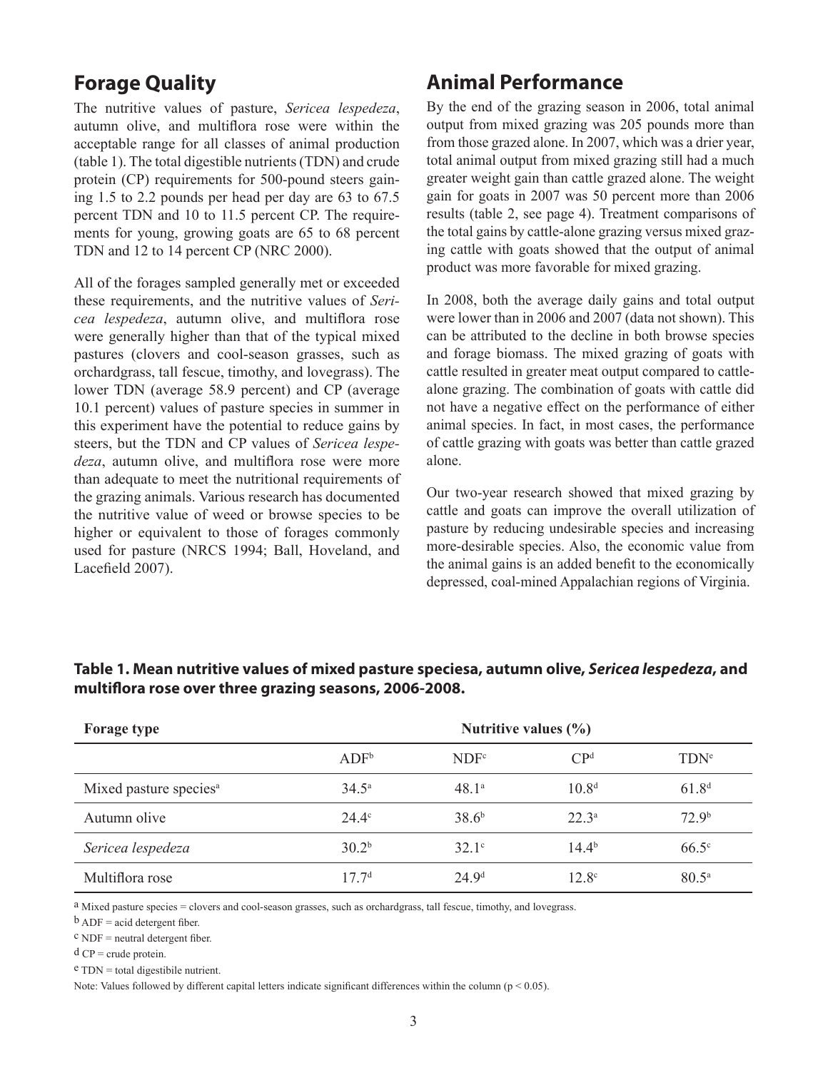## Forage Quality

The nutritive values of pasture, *Sericea lespedeza*, autumn olive, and multiflora rose were within the acceptable range for all classes of animal production (table 1). The total digestible nutrients (TDN) and crude protein (CP) requirements for 500-pound steers gaining 1.5 to 2.2 pounds per head per day are 63 to 67.5 percent TDN and 10 to 11.5 percent CP. The requirements for young, growing goats are 65 to 68 percent TDN and 12 to 14 percent CP (NRC 2000).

All of the forages sampled generally met or exceeded these requirements, and the nutritive values of *Sericea lespedeza*, autumn olive, and multiflora rose were generally higher than that of the typical mixed pastures (clovers and cool-season grasses, such as orchardgrass, tall fescue, timothy, and lovegrass). The lower TDN (average 58.9 percent) and CP (average 10.1 percent) values of pasture species in summer in this experiment have the potential to reduce gains by steers, but the TDN and CP values of *Sericea lespedeza*, autumn olive, and multiflora rose were more than adequate to meet the nutritional requirements of the grazing animals. Various research has documented the nutritive value of weed or browse species to be higher or equivalent to those of forages commonly used for pasture (NRCS 1994; Ball, Hoveland, and Lacefield 2007).

## Animal Performance

By the end of the grazing season in 2006, total animal output from mixed grazing was 205 pounds more than from those grazed alone. In 2007, which was a drier year, total animal output from mixed grazing still had a much greater weight gain than cattle grazed alone. The weight gain for goats in 2007 was 50 percent more than 2006 results (table 2, see page 4). Treatment comparisons of the total gains by cattle-alone grazing versus mixed grazing cattle with goats showed that the output of animal product was more favorable for mixed grazing.

In 2008, both the average daily gains and total output were lower than in 2006 and 2007 (data not shown). This can be attributed to the decline in both browse species and forage biomass. The mixed grazing of goats with cattle resulted in greater meat output compared to cattle-alone grazing. The combination of goats with cattle did not have a negative effect on the performance of either animal species. In fact, in most cases, the performance of cattle grazing with goats was better than cattle grazed alone.

Our two-year research showed that mixed grazing by cattle and goats can improve the overall utilization of pasture by reducing undesirable species and increasing more-desirable species. Also, the economic value from the animal gains is an added benefit to the economically depressed, coal-mined Appalachian regions of Virginia.

**Table 1. Mean nutritive values of mixed pasture speciesa, autumn olive, *Sericea lespedeza*, and multiflora rose over three grazing seasons, 2006-2008.**

| Forage type | Nutritive values (%) | | | |
|---|---|---|---|---|
| | ADF[b] | NDF[c] | CP[d] | TDN[e] |
| Mixed pasture species[a] | 34.5[a] | 48.1[a] | 10.8[d] | 61.8[d] |
| Autumn olive | 24.4[c] | 38.6[b] | 22.3[a] | 72.9[b] |
| *Sericea lespedeza* | 30.2[b] | 32.1[c] | 14.4[b] | 66.5[c] |
| Multiflora rose | 17.7[d] | 24.9[d] | 12.8[c] | 80.5[a] |

a Mixed pasture species = clovers and cool-season grasses, such as orchardgrass, tall fescue, timothy, and lovegrass.

b ADF = acid detergent fiber.

c NDF = neutral detergent fiber.

d CP = crude protein.

e TDN = total digestibile nutrient.

Note: Values followed by different capital letters indicate significant differences within the column ($p < 0.05$).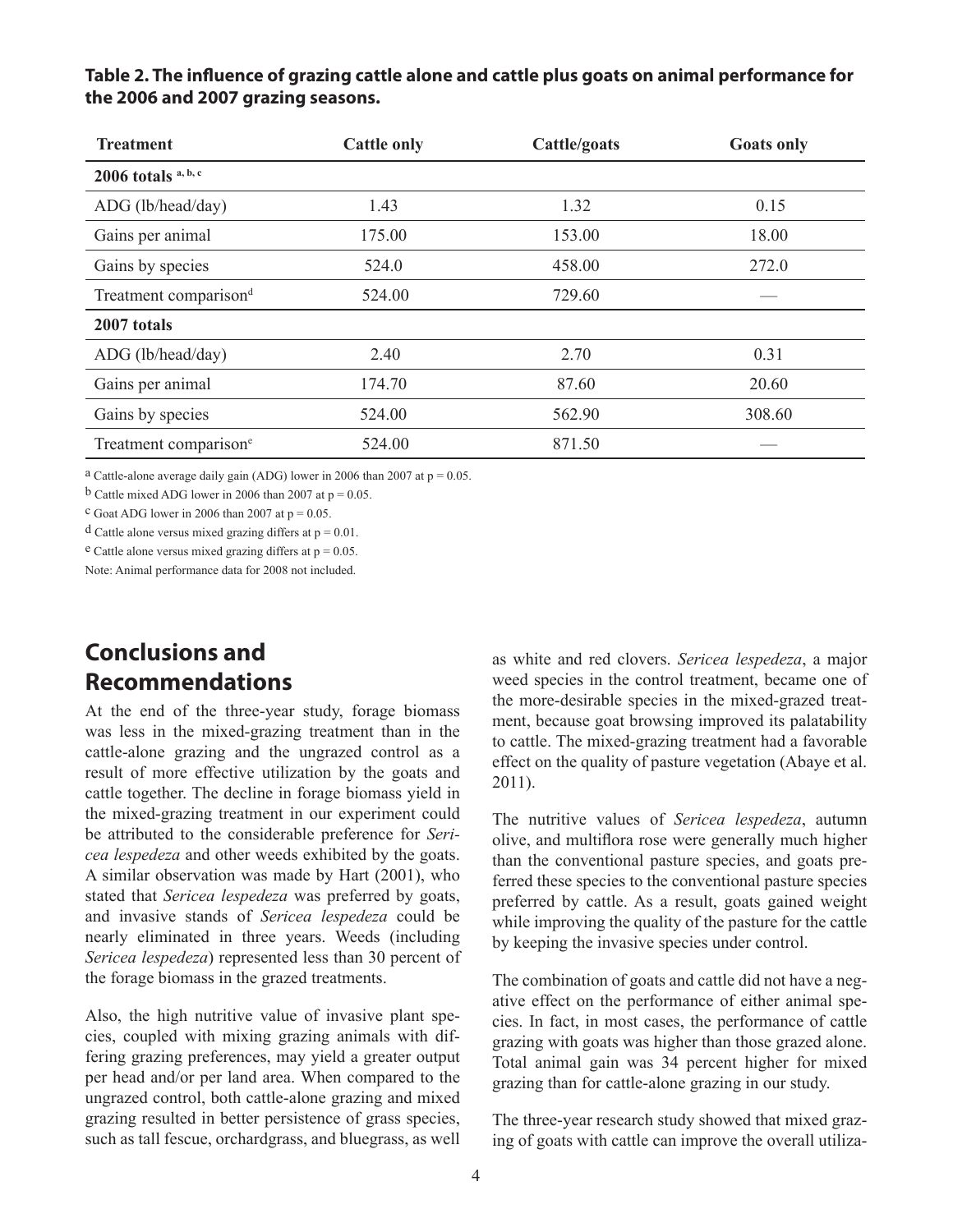**Table 2. The influence of grazing cattle alone and cattle plus goats on animal performance for the 2006 and 2007 grazing seasons.**

| Treatment | Cattle only | Cattle/goats | Goats only |
|---|---|---|---|
| **2006 totals** [a, b, c] | | | |
| ADG (lb/head/day) | 1.43 | 1.32 | 0.15 |
| Gains per animal | 175.00 | 153.00 | 18.00 |
| Gains by species | 524.0 | 458.00 | 272.0 |
| Treatment comparison[d] | 524.00 | 729.60 | — |
| **2007 totals** | | | |
| ADG (lb/head/day) | 2.40 | 2.70 | 0.31 |
| Gains per animal | 174.70 | 87.60 | 20.60 |
| Gains by species | 524.00 | 562.90 | 308.60 |
| Treatment comparison[e] | 524.00 | 871.50 | — |

[a] Cattle-alone average daily gain (ADG) lower in 2006 than 2007 at $p = 0.05$.

[b] Cattle mixed ADG lower in 2006 than 2007 at $p = 0.05$.

[c] Goat ADG lower in 2006 than 2007 at $p = 0.05$.

[d] Cattle alone versus mixed grazing differs at $p = 0.01$.

[e] Cattle alone versus mixed grazing differs at $p = 0.05$.

Note: Animal performance data for 2008 not included.

## Conclusions and Recommendations

At the end of the three-year study, forage biomass was less in the mixed-grazing treatment than in the cattle-alone grazing and the ungrazed control as a result of more effective utilization by the goats and cattle together. The decline in forage biomass yield in the mixed-grazing treatment in our experiment could be attributed to the considerable preference for *Sericea lespedeza* and other weeds exhibited by the goats. A similar observation was made by Hart (2001), who stated that *Sericea lespedeza* was preferred by goats, and invasive stands of *Sericea lespedeza* could be nearly eliminated in three years. Weeds (including *Sericea lespedeza*) represented less than 30 percent of the forage biomass in the grazed treatments.

Also, the high nutritive value of invasive plant species, coupled with mixing grazing animals with differing grazing preferences, may yield a greater output per head and/or per land area. When compared to the ungrazed control, both cattle-alone grazing and mixed grazing resulted in better persistence of grass species, such as tall fescue, orchardgrass, and bluegrass, as well as white and red clovers. *Sericea lespedeza*, a major weed species in the control treatment, became one of the more-desirable species in the mixed-grazed treatment, because goat browsing improved its palatability to cattle. The mixed-grazing treatment had a favorable effect on the quality of pasture vegetation (Abaye et al. 2011).

The nutritive values of *Sericea lespedeza*, autumn olive, and multiflora rose were generally much higher than the conventional pasture species, and goats preferred these species to the conventional pasture species preferred by cattle. As a result, goats gained weight while improving the quality of the pasture for the cattle by keeping the invasive species under control.

The combination of goats and cattle did not have a negative effect on the performance of either animal species. In fact, in most cases, the performance of cattle grazing with goats was higher than those grazed alone. Total animal gain was 34 percent higher for mixed grazing than for cattle-alone grazing in our study.

The three-year research study showed that mixed grazing of goats with cattle can improve the overall utiliza-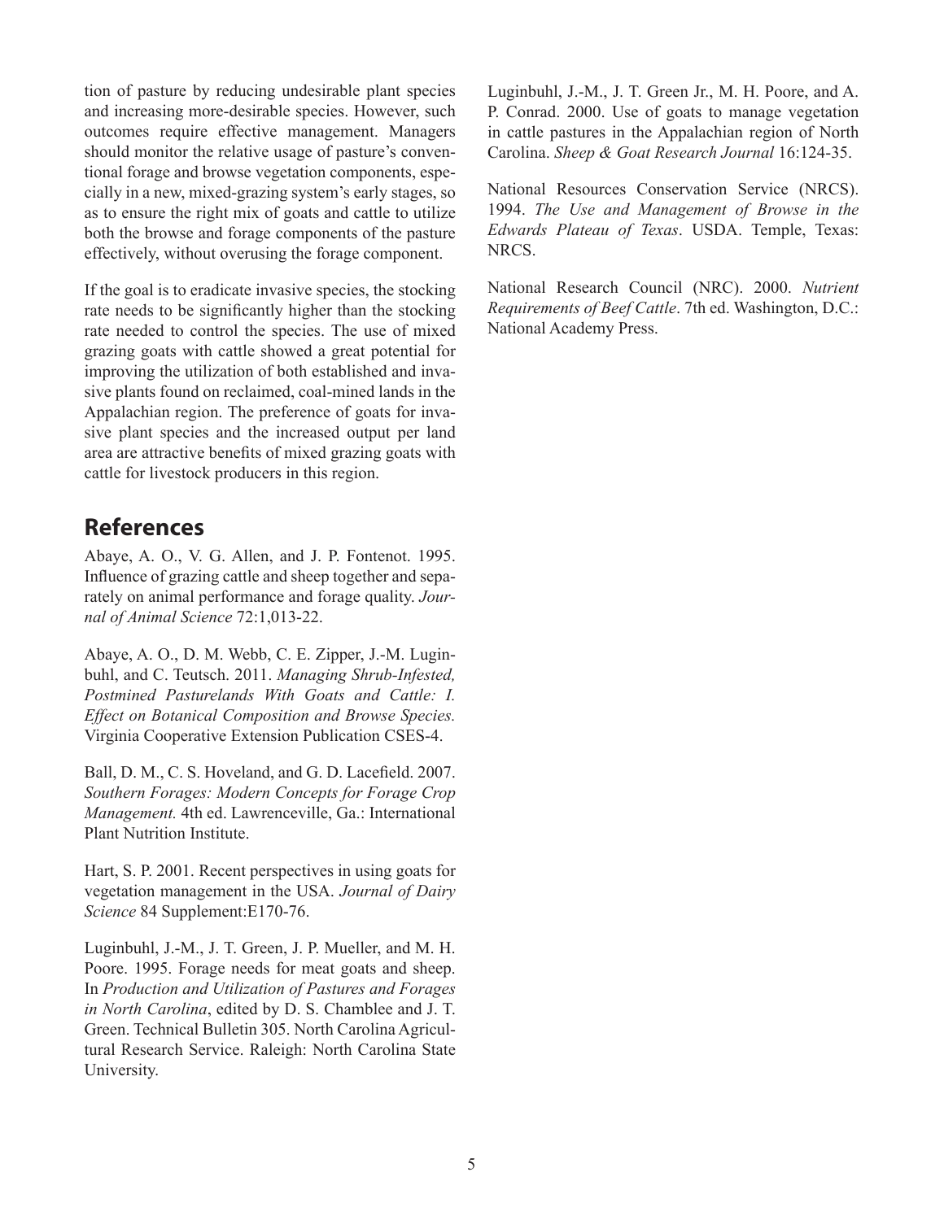tion of pasture by reducing undesirable plant species and increasing more-desirable species. However, such outcomes require effective management. Managers should monitor the relative usage of pasture's conventional forage and browse vegetation components, especially in a new, mixed-grazing system's early stages, so as to ensure the right mix of goats and cattle to utilize both the browse and forage components of the pasture effectively, without overusing the forage component.

If the goal is to eradicate invasive species, the stocking rate needs to be significantly higher than the stocking rate needed to control the species. The use of mixed grazing goats with cattle showed a great potential for improving the utilization of both established and invasive plants found on reclaimed, coal-mined lands in the Appalachian region. The preference of goats for invasive plant species and the increased output per land area are attractive benefits of mixed grazing goats with cattle for livestock producers in this region.

## References

Abaye, A. O., V. G. Allen, and J. P. Fontenot. 1995. Influence of grazing cattle and sheep together and separately on animal performance and forage quality. *Journal of Animal Science* 72:1,013-22.

Abaye, A. O., D. M. Webb, C. E. Zipper, J.-M. Luginbuhl, and C. Teutsch. 2011. *Managing Shrub-Infested, Postmined Pasturelands With Goats and Cattle: I. Effect on Botanical Composition and Browse Species.* Virginia Cooperative Extension Publication CSES-4.

Ball, D. M., C. S. Hoveland, and G. D. Lacefield. 2007. *Southern Forages: Modern Concepts for Forage Crop Management.* 4th ed. Lawrenceville, Ga.: International Plant Nutrition Institute.

Hart, S. P. 2001. Recent perspectives in using goats for vegetation management in the USA. *Journal of Dairy Science* 84 Supplement:E170-76.

Luginbuhl, J.-M., J. T. Green, J. P. Mueller, and M. H. Poore. 1995. Forage needs for meat goats and sheep. In *Production and Utilization of Pastures and Forages in North Carolina*, edited by D. S. Chamblee and J. T. Green. Technical Bulletin 305. North Carolina Agricultural Research Service. Raleigh: North Carolina State University.

Luginbuhl, J.-M., J. T. Green Jr., M. H. Poore, and A. P. Conrad. 2000. Use of goats to manage vegetation in cattle pastures in the Appalachian region of North Carolina. *Sheep & Goat Research Journal* 16:124-35.

National Resources Conservation Service (NRCS). 1994. *The Use and Management of Browse in the Edwards Plateau of Texas*. USDA. Temple, Texas: NRCS.

National Research Council (NRC). 2000. *Nutrient Requirements of Beef Cattle*. 7th ed. Washington, D.C.: National Academy Press.